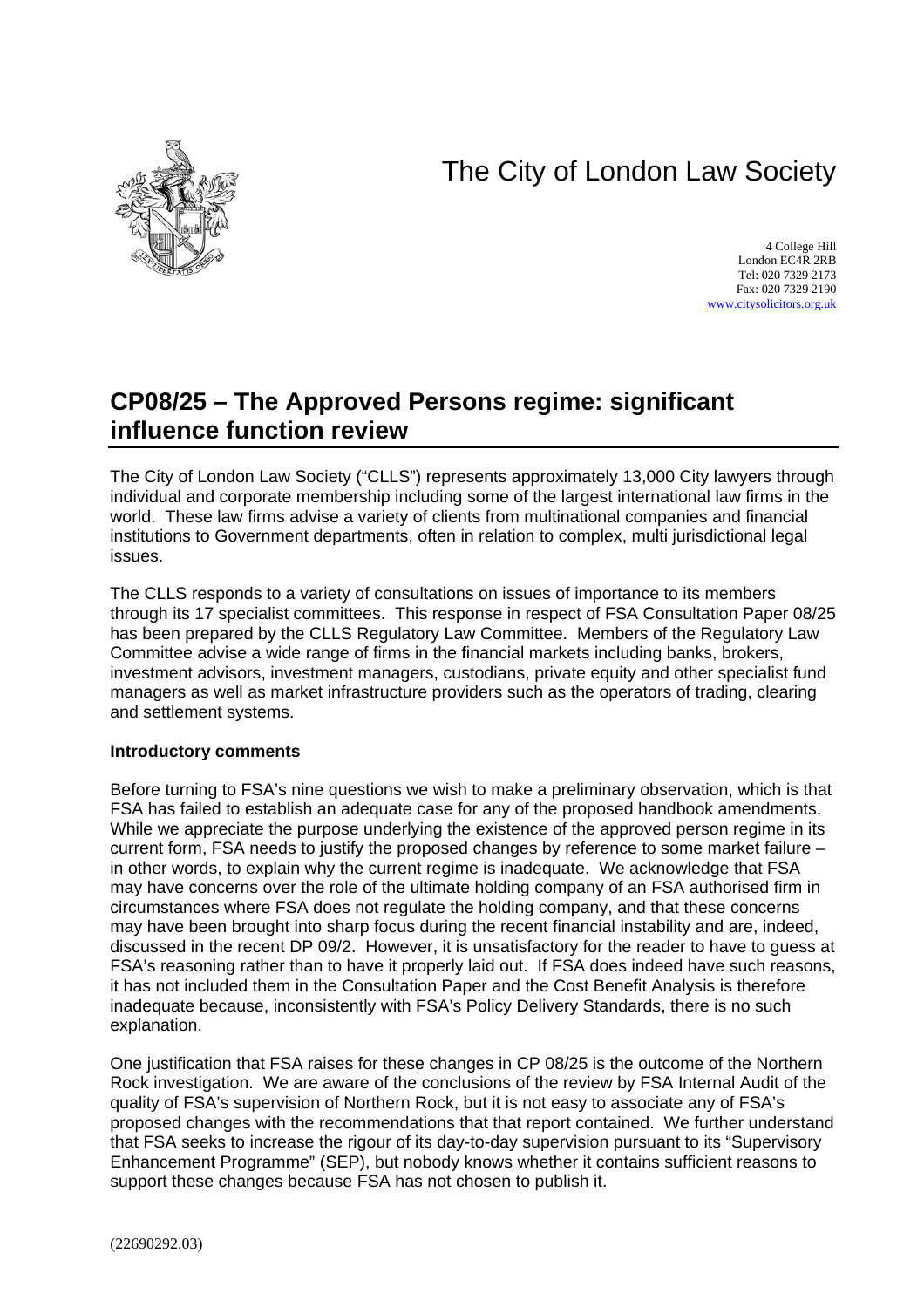The City of London Law Society

4 College Hill
London EC4R 2RB
Tel: 020 7329 2173
Fax: 020 7329 2190
www.citysolicitors.org.uk

# CP08/25 – The Approved Persons regime: significant influence function review

The City of London Law Society ("CLLS") represents approximately 13,000 City lawyers through individual and corporate membership including some of the largest international law firms in the world. These law firms advise a variety of clients from multinational companies and financial institutions to Government departments, often in relation to complex, multi jurisdictional legal issues.

The CLLS responds to a variety of consultations on issues of importance to its members through its 17 specialist committees. This response in respect of FSA Consultation Paper 08/25 has been prepared by the CLLS Regulatory Law Committee. Members of the Regulatory Law Committee advise a wide range of firms in the financial markets including banks, brokers, investment advisors, investment managers, custodians, private equity and other specialist fund managers as well as market infrastructure providers such as the operators of trading, clearing and settlement systems.

**Introductory comments**

Before turning to FSA's nine questions we wish to make a preliminary observation, which is that FSA has failed to establish an adequate case for any of the proposed handbook amendments. While we appreciate the purpose underlying the existence of the approved person regime in its current form, FSA needs to justify the proposed changes by reference to some market failure – in other words, to explain why the current regime is inadequate. We acknowledge that FSA may have concerns over the role of the ultimate holding company of an FSA authorised firm in circumstances where FSA does not regulate the holding company, and that these concerns may have been brought into sharp focus during the recent financial instability and are, indeed, discussed in the recent DP 09/2. However, it is unsatisfactory for the reader to have to guess at FSA's reasoning rather than to have it properly laid out. If FSA does indeed have such reasons, it has not included them in the Consultation Paper and the Cost Benefit Analysis is therefore inadequate because, inconsistently with FSA's Policy Delivery Standards, there is no such explanation.

One justification that FSA raises for these changes in CP 08/25 is the outcome of the Northern Rock investigation. We are aware of the conclusions of the review by FSA Internal Audit of the quality of FSA's supervision of Northern Rock, but it is not easy to associate any of FSA's proposed changes with the recommendations that that report contained. We further understand that FSA seeks to increase the rigour of its day-to-day supervision pursuant to its "Supervisory Enhancement Programme" (SEP), but nobody knows whether it contains sufficient reasons to support these changes because FSA has not chosen to publish it.

(22690292.03)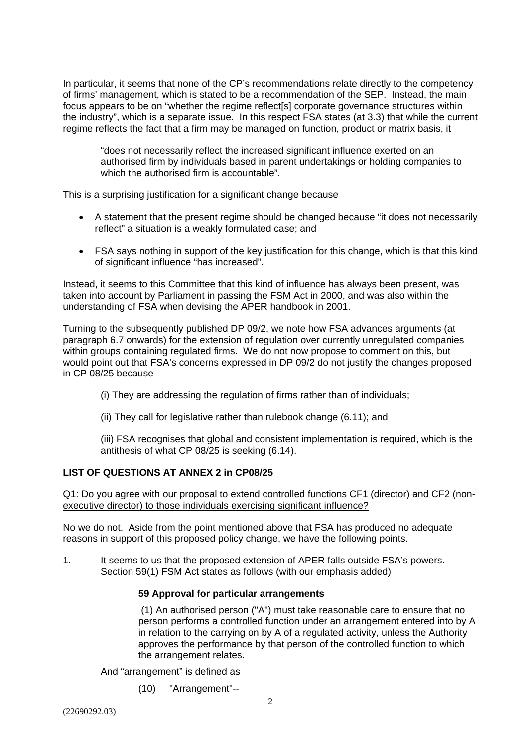In particular, it seems that none of the CP's recommendations relate directly to the competency of firms' management, which is stated to be a recommendation of the SEP. Instead, the main focus appears to be on "whether the regime reflect[s] corporate governance structures within the industry", which is a separate issue. In this respect FSA states (at 3.3) that while the current regime reflects the fact that a firm may be managed on function, product or matrix basis, it

> "does not necessarily reflect the increased significant influence exerted on an authorised firm by individuals based in parent undertakings or holding companies to which the authorised firm is accountable".

This is a surprising justification for a significant change because

- A statement that the present regime should be changed because "it does not necessarily reflect" a situation is a weakly formulated case; and
- FSA says nothing in support of the key justification for this change, which is that this kind of significant influence "has increased".

Instead, it seems to this Committee that this kind of influence has always been present, was taken into account by Parliament in passing the FSM Act in 2000, and was also within the understanding of FSA when devising the APER handbook in 2001.

Turning to the subsequently published DP 09/2, we note how FSA advances arguments (at paragraph 6.7 onwards) for the extension of regulation over currently unregulated companies within groups containing regulated firms. We do not now propose to comment on this, but would point out that FSA's concerns expressed in DP 09/2 do not justify the changes proposed in CP 08/25 because

> (i) They are addressing the regulation of firms rather than of individuals;
>
> (ii) They call for legislative rather than rulebook change (6.11); and
>
> (iii) FSA recognises that global and consistent implementation is required, which is the antithesis of what CP 08/25 is seeking (6.14).

**LIST OF QUESTIONS AT ANNEX 2 in CP08/25**

<u>Q1: Do you agree with our proposal to extend controlled functions CF1 (director) and CF2 (non-executive director) to those individuals exercising significant influence?</u>

No we do not. Aside from the point mentioned above that FSA has produced no adequate reasons in support of this proposed policy change, we have the following points.

1. It seems to us that the proposed extension of APER falls outside FSA's powers. Section 59(1) FSM Act states as follows (with our emphasis added)

   **59 Approval for particular arrangements**

   > (1) An authorised person ("A") must take reasonable care to ensure that no person performs a controlled function <u>under an arrangement entered into by A</u> in relation to the carrying on by A of a regulated activity, unless the Authority approves the performance by that person of the controlled function to which the arrangement relates.

   And "arrangement" is defined as

   > (10) "Arrangement"--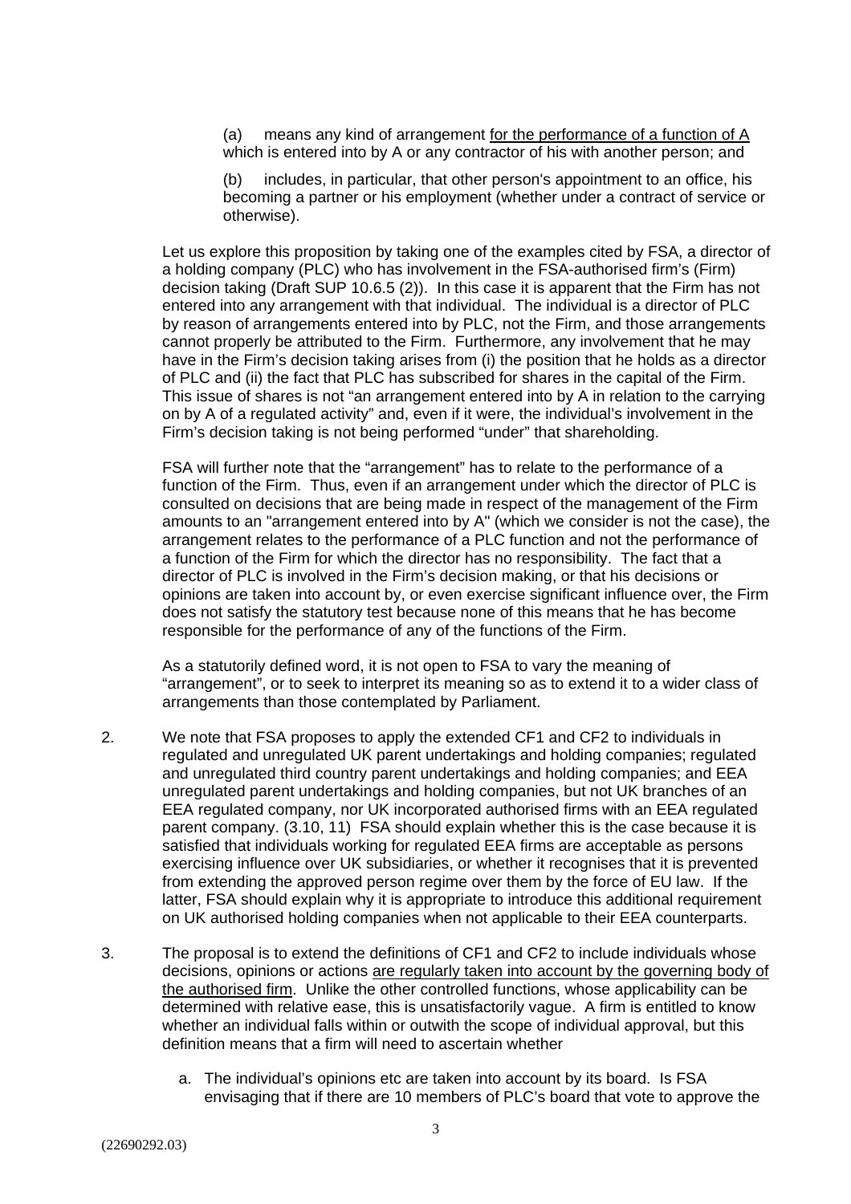(a) means any kind of arrangement for the performance of a function of A which is entered into by A or any contractor of his with another person; and

(b) includes, in particular, that other person's appointment to an office, his becoming a partner or his employment (whether under a contract of service or otherwise).

Let us explore this proposition by taking one of the examples cited by FSA, a director of a holding company (PLC) who has involvement in the FSA-authorised firm's (Firm) decision taking (Draft SUP 10.6.5 (2)). In this case it is apparent that the Firm has not entered into any arrangement with that individual. The individual is a director of PLC by reason of arrangements entered into by PLC, not the Firm, and those arrangements cannot properly be attributed to the Firm. Furthermore, any involvement that he may have in the Firm's decision taking arises from (i) the position that he holds as a director of PLC and (ii) the fact that PLC has subscribed for shares in the capital of the Firm. This issue of shares is not "an arrangement entered into by A in relation to the carrying on by A of a regulated activity" and, even if it were, the individual's involvement in the Firm's decision taking is not being performed "under" that shareholding.

FSA will further note that the "arrangement" has to relate to the performance of a function of the Firm. Thus, even if an arrangement under which the director of PLC is consulted on decisions that are being made in respect of the management of the Firm amounts to an "arrangement entered into by A" (which we consider is not the case), the arrangement relates to the performance of a PLC function and not the performance of a function of the Firm for which the director has no responsibility. The fact that a director of PLC is involved in the Firm's decision making, or that his decisions or opinions are taken into account by, or even exercise significant influence over, the Firm does not satisfy the statutory test because none of this means that he has become responsible for the performance of any of the functions of the Firm.

As a statutorily defined word, it is not open to FSA to vary the meaning of "arrangement", or to seek to interpret its meaning so as to extend it to a wider class of arrangements than those contemplated by Parliament.

2. We note that FSA proposes to apply the extended CF1 and CF2 to individuals in regulated and unregulated UK parent undertakings and holding companies; regulated and unregulated third country parent undertakings and holding companies; and EEA unregulated parent undertakings and holding companies, but not UK branches of an EEA regulated company, nor UK incorporated authorised firms with an EEA regulated parent company. (3.10, 11) FSA should explain whether this is the case because it is satisfied that individuals working for regulated EEA firms are acceptable as persons exercising influence over UK subsidiaries, or whether it recognises that it is prevented from extending the approved person regime over them by the force of EU law. If the latter, FSA should explain why it is appropriate to introduce this additional requirement on UK authorised holding companies when not applicable to their EEA counterparts.

3. The proposal is to extend the definitions of CF1 and CF2 to include individuals whose decisions, opinions or actions are regularly taken into account by the governing body of the authorised firm. Unlike the other controlled functions, whose applicability can be determined with relative ease, this is unsatisfactorily vague. A firm is entitled to know whether an individual falls within or outwith the scope of individual approval, but this definition means that a firm will need to ascertain whether

   a. The individual's opinions etc are taken into account by its board. Is FSA envisaging that if there are 10 members of PLC's board that vote to approve the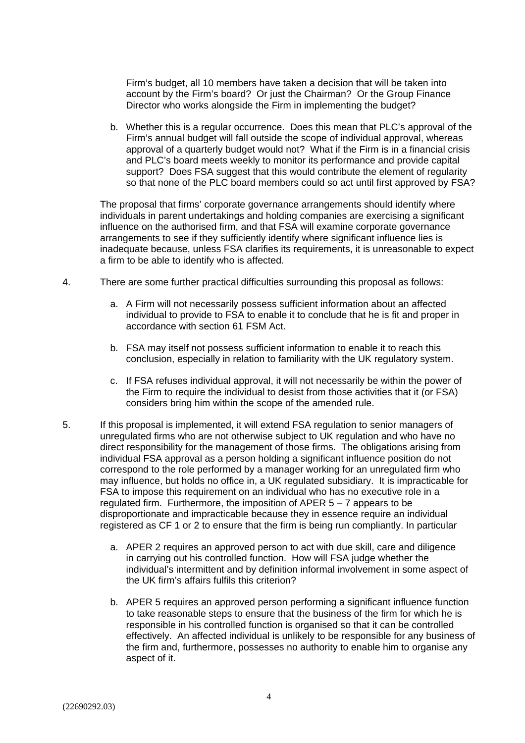Firm's budget, all 10 members have taken a decision that will be taken into account by the Firm's board? Or just the Chairman? Or the Group Finance Director who works alongside the Firm in implementing the budget?

b. Whether this is a regular occurrence. Does this mean that PLC's approval of the Firm's annual budget will fall outside the scope of individual approval, whereas approval of a quarterly budget would not? What if the Firm is in a financial crisis and PLC's board meets weekly to monitor its performance and provide capital support? Does FSA suggest that this would contribute the element of regularity so that none of the PLC board members could so act until first approved by FSA?

The proposal that firms' corporate governance arrangements should identify where individuals in parent undertakings and holding companies are exercising a significant influence on the authorised firm, and that FSA will examine corporate governance arrangements to see if they sufficiently identify where significant influence lies is inadequate because, unless FSA clarifies its requirements, it is unreasonable to expect a firm to be able to identify who is affected.

4. There are some further practical difficulties surrounding this proposal as follows:

   a. A Firm will not necessarily possess sufficient information about an affected individual to provide to FSA to enable it to conclude that he is fit and proper in accordance with section 61 FSM Act.

   b. FSA may itself not possess sufficient information to enable it to reach this conclusion, especially in relation to familiarity with the UK regulatory system.

   c. If FSA refuses individual approval, it will not necessarily be within the power of the Firm to require the individual to desist from those activities that it (or FSA) considers bring him within the scope of the amended rule.

5. If this proposal is implemented, it will extend FSA regulation to senior managers of unregulated firms who are not otherwise subject to UK regulation and who have no direct responsibility for the management of those firms. The obligations arising from individual FSA approval as a person holding a significant influence position do not correspond to the role performed by a manager working for an unregulated firm who may influence, but holds no office in, a UK regulated subsidiary. It is impracticable for FSA to impose this requirement on an individual who has no executive role in a regulated firm. Furthermore, the imposition of APER 5 – 7 appears to be disproportionate and impracticable because they in essence require an individual registered as CF 1 or 2 to ensure that the firm is being run compliantly. In particular

   a. APER 2 requires an approved person to act with due skill, care and diligence in carrying out his controlled function. How will FSA judge whether the individual's intermittent and by definition informal involvement in some aspect of the UK firm's affairs fulfils this criterion?

   b. APER 5 requires an approved person performing a significant influence function to take reasonable steps to ensure that the business of the firm for which he is responsible in his controlled function is organised so that it can be controlled effectively. An affected individual is unlikely to be responsible for any business of the firm and, furthermore, possesses no authority to enable him to organise any aspect of it.

(22690292.03)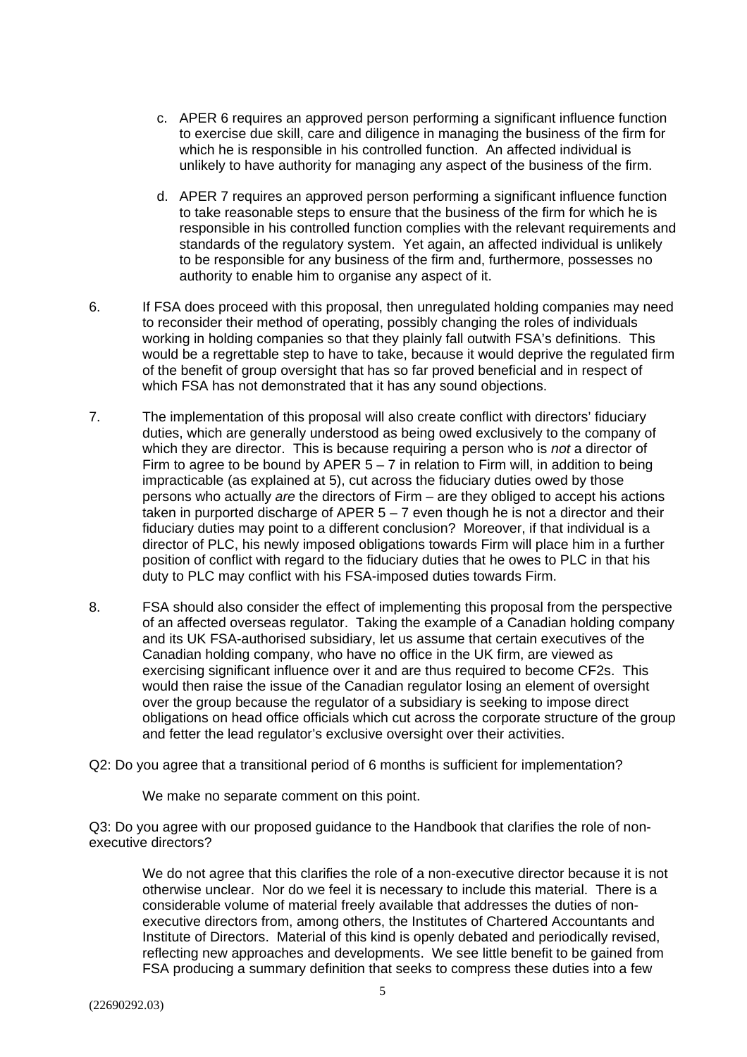c. APER 6 requires an approved person performing a significant influence function to exercise due skill, care and diligence in managing the business of the firm for which he is responsible in his controlled function. An affected individual is unlikely to have authority for managing any aspect of the business of the firm.

d. APER 7 requires an approved person performing a significant influence function to take reasonable steps to ensure that the business of the firm for which he is responsible in his controlled function complies with the relevant requirements and standards of the regulatory system. Yet again, an affected individual is unlikely to be responsible for any business of the firm and, furthermore, possesses no authority to enable him to organise any aspect of it.

6. If FSA does proceed with this proposal, then unregulated holding companies may need to reconsider their method of operating, possibly changing the roles of individuals working in holding companies so that they plainly fall outwith FSA's definitions. This would be a regrettable step to have to take, because it would deprive the regulated firm of the benefit of group oversight that has so far proved beneficial and in respect of which FSA has not demonstrated that it has any sound objections.

7. The implementation of this proposal will also create conflict with directors' fiduciary duties, which are generally understood as being owed exclusively to the company of which they are director. This is because requiring a person who is *not* a director of Firm to agree to be bound by APER 5 – 7 in relation to Firm will, in addition to being impracticable (as explained at 5), cut across the fiduciary duties owed by those persons who actually *are* the directors of Firm – are they obliged to accept his actions taken in purported discharge of APER 5 – 7 even though he is not a director and their fiduciary duties may point to a different conclusion? Moreover, if that individual is a director of PLC, his newly imposed obligations towards Firm will place him in a further position of conflict with regard to the fiduciary duties that he owes to PLC in that his duty to PLC may conflict with his FSA-imposed duties towards Firm.

8. FSA should also consider the effect of implementing this proposal from the perspective of an affected overseas regulator. Taking the example of a Canadian holding company and its UK FSA-authorised subsidiary, let us assume that certain executives of the Canadian holding company, who have no office in the UK firm, are viewed as exercising significant influence over it and are thus required to become CF2s. This would then raise the issue of the Canadian regulator losing an element of oversight over the group because the regulator of a subsidiary is seeking to impose direct obligations on head office officials which cut across the corporate structure of the group and fetter the lead regulator's exclusive oversight over their activities.

Q2: Do you agree that a transitional period of 6 months is sufficient for implementation?

We make no separate comment on this point.

Q3: Do you agree with our proposed guidance to the Handbook that clarifies the role of non-executive directors?

We do not agree that this clarifies the role of a non-executive director because it is not otherwise unclear. Nor do we feel it is necessary to include this material. There is a considerable volume of material freely available that addresses the duties of non-executive directors from, among others, the Institutes of Chartered Accountants and Institute of Directors. Material of this kind is openly debated and periodically revised, reflecting new approaches and developments. We see little benefit to be gained from FSA producing a summary definition that seeks to compress these duties into a few

(22690292.03)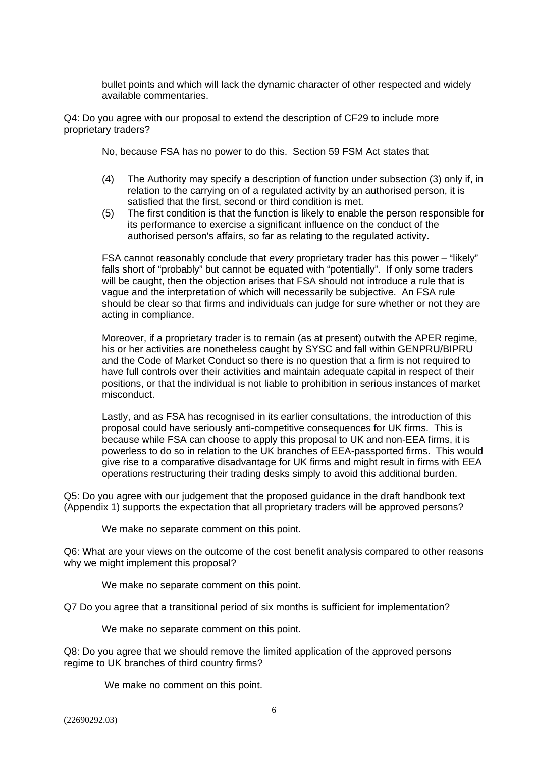bullet points and which will lack the dynamic character of other respected and widely available commentaries.

Q4: Do you agree with our proposal to extend the description of CF29 to include more proprietary traders?

No, because FSA has no power to do this. Section 59 FSM Act states that

(4) The Authority may specify a description of function under subsection (3) only if, in relation to the carrying on of a regulated activity by an authorised person, it is satisfied that the first, second or third condition is met.

(5) The first condition is that the function is likely to enable the person responsible for its performance to exercise a significant influence on the conduct of the authorised person's affairs, so far as relating to the regulated activity.

FSA cannot reasonably conclude that *every* proprietary trader has this power – "likely" falls short of "probably" but cannot be equated with "potentially". If only some traders will be caught, then the objection arises that FSA should not introduce a rule that is vague and the interpretation of which will necessarily be subjective. An FSA rule should be clear so that firms and individuals can judge for sure whether or not they are acting in compliance.

Moreover, if a proprietary trader is to remain (as at present) outwith the APER regime, his or her activities are nonetheless caught by SYSC and fall within GENPRU/BIPRU and the Code of Market Conduct so there is no question that a firm is not required to have full controls over their activities and maintain adequate capital in respect of their positions, or that the individual is not liable to prohibition in serious instances of market misconduct.

Lastly, and as FSA has recognised in its earlier consultations, the introduction of this proposal could have seriously anti-competitive consequences for UK firms. This is because while FSA can choose to apply this proposal to UK and non-EEA firms, it is powerless to do so in relation to the UK branches of EEA-passported firms. This would give rise to a comparative disadvantage for UK firms and might result in firms with EEA operations restructuring their trading desks simply to avoid this additional burden.

Q5: Do you agree with our judgement that the proposed guidance in the draft handbook text (Appendix 1) supports the expectation that all proprietary traders will be approved persons?

We make no separate comment on this point.

Q6: What are your views on the outcome of the cost benefit analysis compared to other reasons why we might implement this proposal?

We make no separate comment on this point.

Q7 Do you agree that a transitional period of six months is sufficient for implementation?

We make no separate comment on this point.

Q8: Do you agree that we should remove the limited application of the approved persons regime to UK branches of third country firms?

We make no comment on this point.

(22690292.03)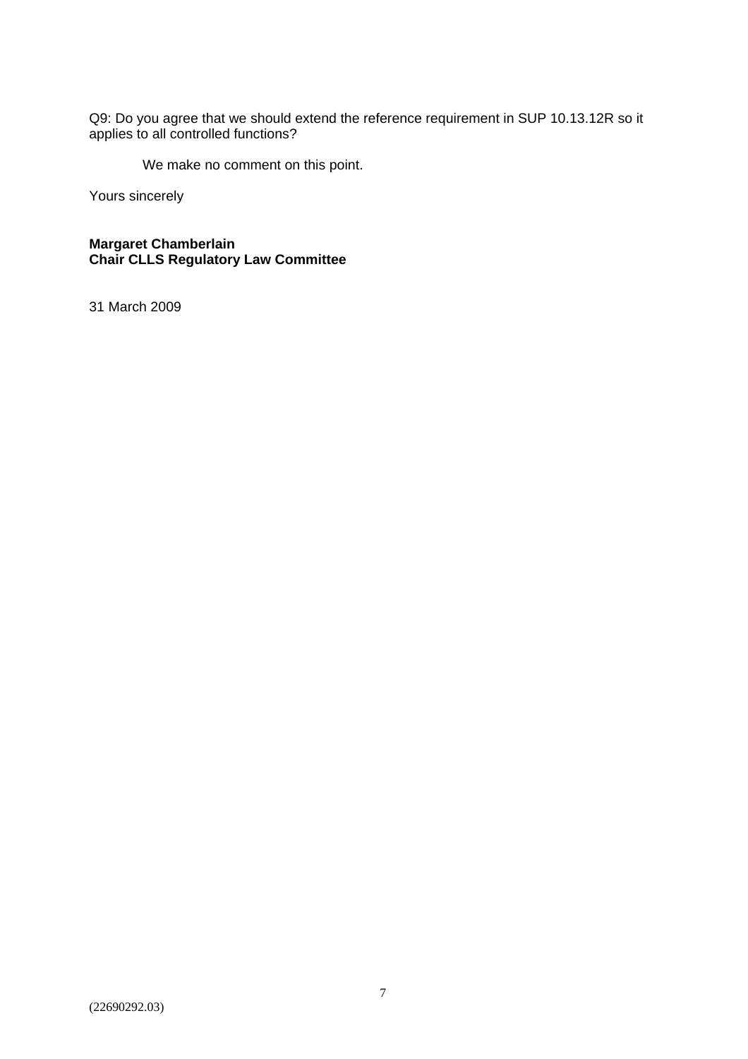Q9: Do you agree that we should extend the reference requirement in SUP 10.13.12R so it applies to all controlled functions?

We make no comment on this point.

Yours sincerely

**Margaret Chamberlain**
**Chair CLLS Regulatory Law Committee**

31 March 2009

(22690292.03)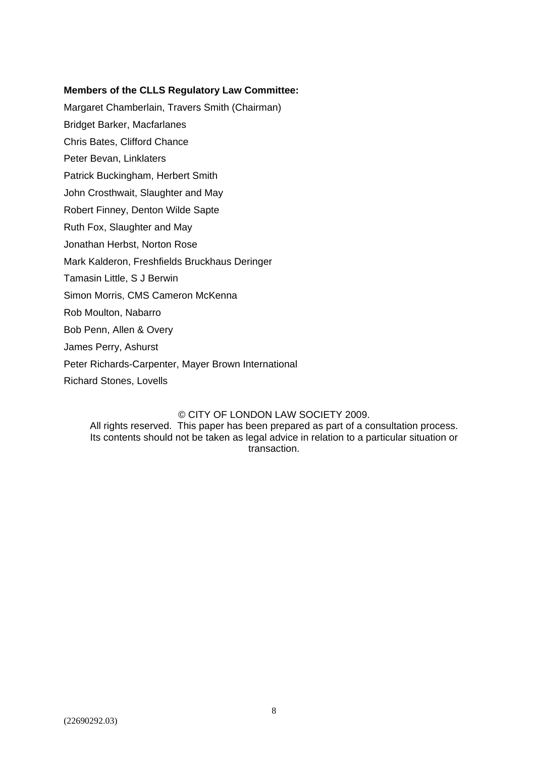**Members of the CLLS Regulatory Law Committee:**

Margaret Chamberlain, Travers Smith (Chairman)

Bridget Barker, Macfarlanes

Chris Bates, Clifford Chance

Peter Bevan, Linklaters

Patrick Buckingham, Herbert Smith

John Crosthwait, Slaughter and May

Robert Finney, Denton Wilde Sapte

Ruth Fox, Slaughter and May

Jonathan Herbst, Norton Rose

Mark Kalderon, Freshfields Bruckhaus Deringer

Tamasin Little, S J Berwin

Simon Morris, CMS Cameron McKenna

Rob Moulton, Nabarro

Bob Penn, Allen & Overy

James Perry, Ashurst

Peter Richards-Carpenter, Mayer Brown International

Richard Stones, Lovells

© CITY OF LONDON LAW SOCIETY 2009.
All rights reserved. This paper has been prepared as part of a consultation process. Its contents should not be taken as legal advice in relation to a particular situation or transaction.

(22690292.03)